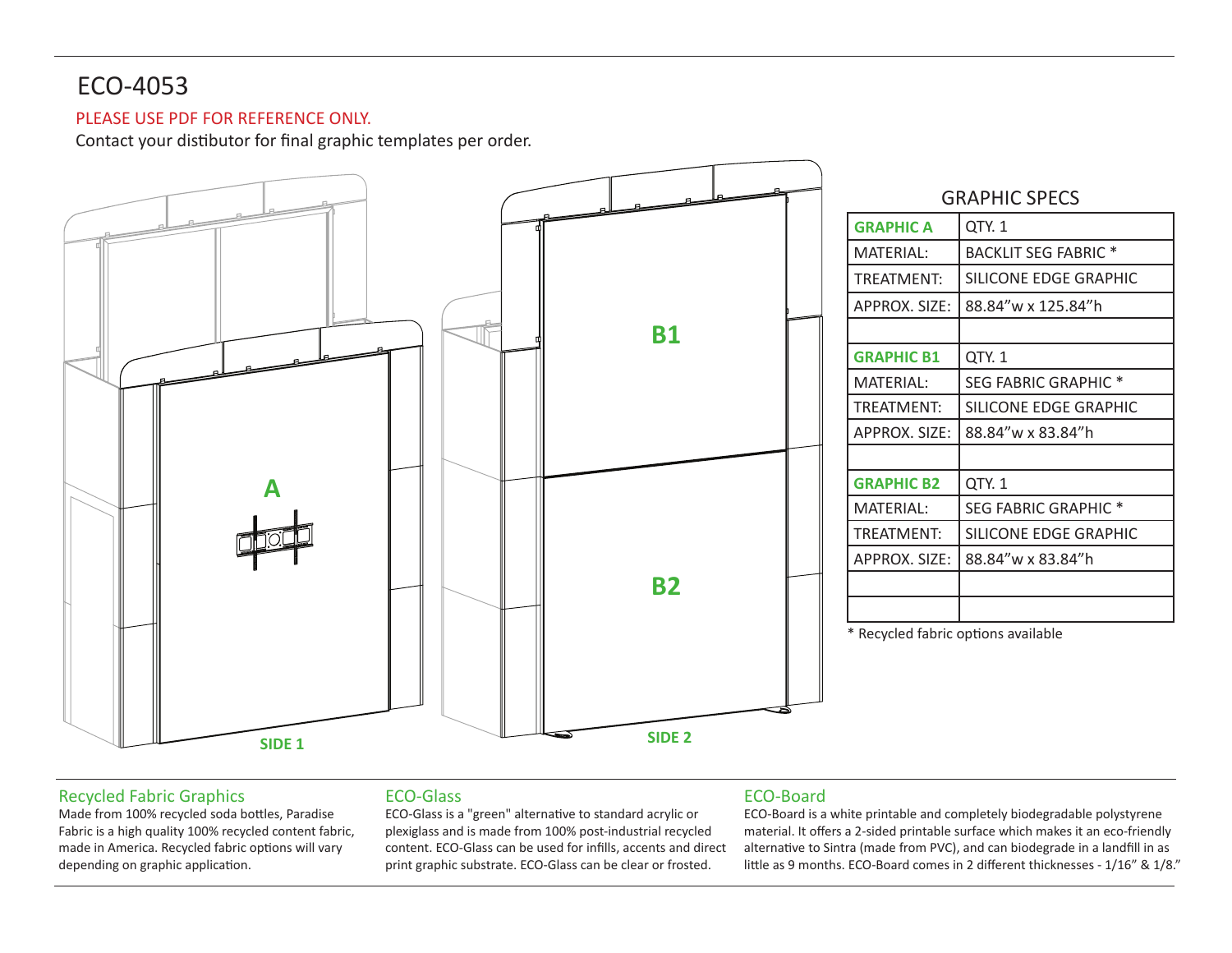# ECO-4053

PLEASE USE PDF FOR REFERENCE ONLY.

Contact your distibutor for final graphic templates per order.

A

SIDE 1

B1

B2

SIDE 2

## GRAPHIC SPECS

| | |
|---|---|
| **GRAPHIC A** | QTY. 1 |
| MATERIAL: | BACKLIT SEG FABRIC * |
| TREATMENT: | SILICONE EDGE GRAPHIC |
| APPROX. SIZE: | 88.84"w x 125.84"h |
| | |
| **GRAPHIC B1** | QTY. 1 |
| MATERIAL: | SEG FABRIC GRAPHIC * |
| TREATMENT: | SILICONE EDGE GRAPHIC |
| APPROX. SIZE: | 88.84"w x 83.84"h |
| | |
| **GRAPHIC B2** | QTY. 1 |
| MATERIAL: | SEG FABRIC GRAPHIC * |
| TREATMENT: | SILICONE EDGE GRAPHIC |
| APPROX. SIZE: | 88.84"w x 83.84"h |
| | |
| | |

* Recycled fabric options available

### Recycled Fabric Graphics

Made from 100% recycled soda bottles, Paradise Fabric is a high quality 100% recycled content fabric, made in America. Recycled fabric options will vary depending on graphic application.

### ECO-Glass

ECO-Glass is a "green" alternative to standard acrylic or plexiglass and is made from 100% post-industrial recycled content. ECO-Glass can be used for infills, accents and direct print graphic substrate. ECO-Glass can be clear or frosted.

### ECO-Board

ECO-Board is a white printable and completely biodegradable polystyrene material. It offers a 2-sided printable surface which makes it an eco-friendly alternative to Sintra (made from PVC), and can biodegrade in a landfill in as little as 9 months. ECO-Board comes in 2 different thicknesses - 1/16" & 1/8."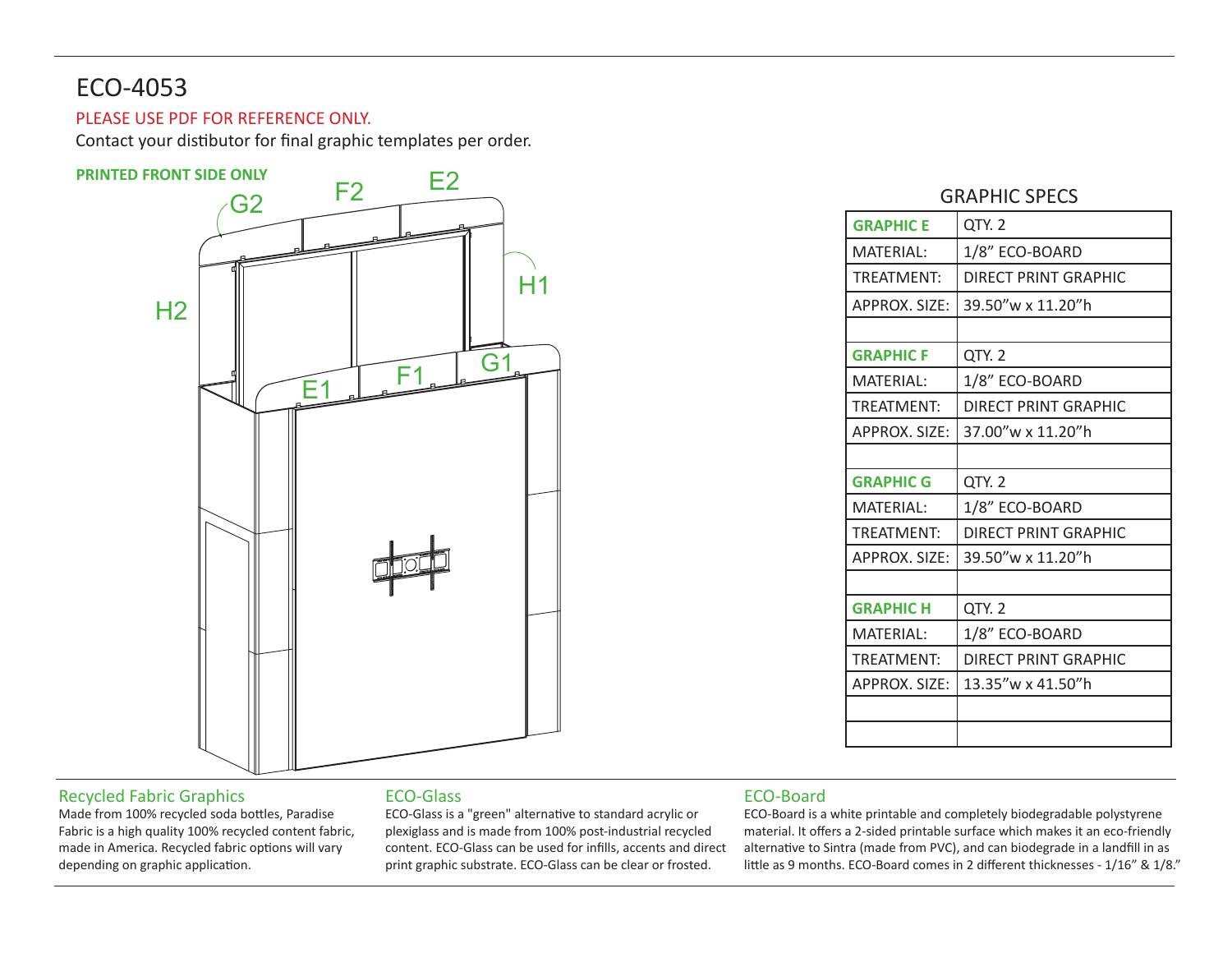# ECO-4053

PLEASE USE PDF FOR REFERENCE ONLY.

Contact your distibutor for final graphic templates per order.

**PRINTED FRONT SIDE ONLY**

G2 F2 E2

H2 H1

E1 F1 G1

## GRAPHIC SPECS

| | |
|---|---|
| **GRAPHIC E** | QTY. 2 |
| MATERIAL: | 1/8" ECO-BOARD |
| TREATMENT: | DIRECT PRINT GRAPHIC |
| APPROX. SIZE: | 39.50"w x 11.20"h |
| | |
| **GRAPHIC F** | QTY. 2 |
| MATERIAL: | 1/8" ECO-BOARD |
| TREATMENT: | DIRECT PRINT GRAPHIC |
| APPROX. SIZE: | 37.00"w x 11.20"h |
| | |
| **GRAPHIC G** | QTY. 2 |
| MATERIAL: | 1/8" ECO-BOARD |
| TREATMENT: | DIRECT PRINT GRAPHIC |
| APPROX. SIZE: | 39.50"w x 11.20"h |
| | |
| **GRAPHIC H** | QTY. 2 |
| MATERIAL: | 1/8" ECO-BOARD |
| TREATMENT: | DIRECT PRINT GRAPHIC |
| APPROX. SIZE: | 13.35"w x 41.50"h |
| | |
| | |

### Recycled Fabric Graphics

Made from 100% recycled soda bottles, Paradise Fabric is a high quality 100% recycled content fabric, made in America. Recycled fabric options will vary depending on graphic application.

### ECO-Glass

ECO-Glass is a "green" alternative to standard acrylic or plexiglass and is made from 100% post-industrial recycled content. ECO-Glass can be used for infills, accents and direct print graphic substrate. ECO-Glass can be clear or frosted.

### ECO-Board

ECO-Board is a white printable and completely biodegradable polystyrene material. It offers a 2-sided printable surface which makes it an eco-friendly alternative to Sintra (made from PVC), and can biodegrade in a landfill in as little as 9 months. ECO-Board comes in 2 different thicknesses - 1/16" & 1/8."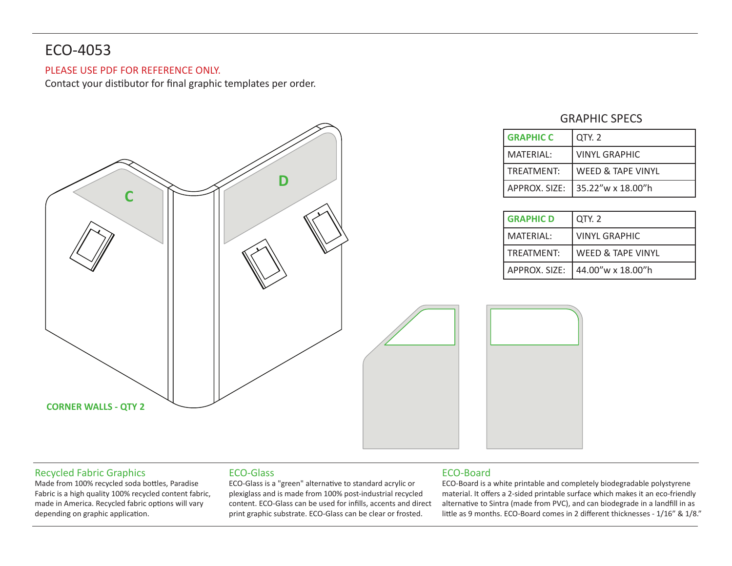# ECO-4053

PLEASE USE PDF FOR REFERENCE ONLY.

Contact your distibutor for final graphic templates per order.

C

D

**CORNER WALLS - QTY 2**

## GRAPHIC SPECS

| | |
|---|---|
| **GRAPHIC C** | QTY. 2 |
| MATERIAL: | VINYL GRAPHIC |
| TREATMENT: | WEED & TAPE VINYL |
| APPROX. SIZE: | 35.22"w x 18.00"h |

| | |
|---|---|
| **GRAPHIC D** | QTY. 2 |
| MATERIAL: | VINYL GRAPHIC |
| TREATMENT: | WEED & TAPE VINYL |
| APPROX. SIZE: | 44.00"w x 18.00"h |

### Recycled Fabric Graphics

Made from 100% recycled soda bottles, Paradise Fabric is a high quality 100% recycled content fabric, made in America. Recycled fabric options will vary depending on graphic application.

### ECO-Glass

ECO-Glass is a "green" alternative to standard acrylic or plexiglass and is made from 100% post-industrial recycled content. ECO-Glass can be used for infills, accents and direct print graphic substrate. ECO-Glass can be clear or frosted.

### ECO-Board

ECO-Board is a white printable and completely biodegradable polystyrene material. It offers a 2-sided printable surface which makes it an eco-friendly alternative to Sintra (made from PVC), and can biodegrade in a landfill in as little as 9 months. ECO-Board comes in 2 different thicknesses - 1/16" & 1/8."